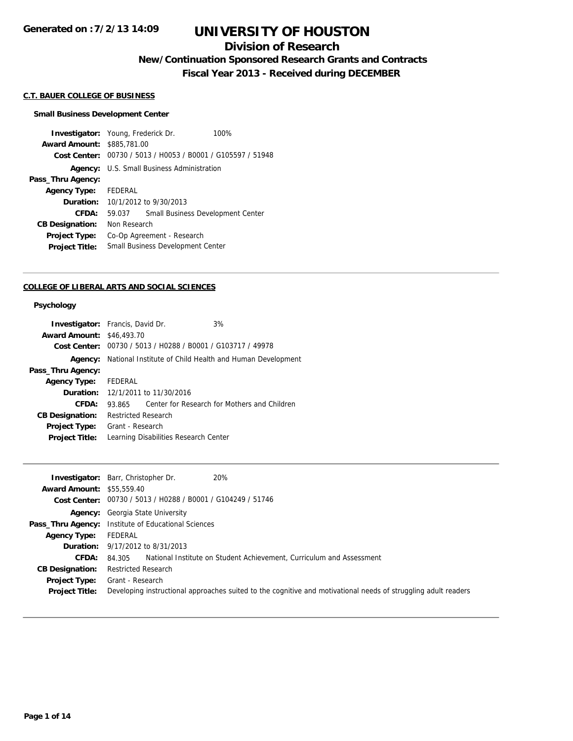Generated on :7/2/13 14:09

# UNIVERSITY OF HOUSTON

## Division of Research

### New/Continuation Sponsored Research Grants and Contracts

### Fiscal Year 2013 - Received during DECEMBER

**C.T. BAUER COLLEGE OF BUSINESS**

**Small Business Development Center**

| | | |
|---|---|---|
| **Investigator:** | Young, Frederick Dr. | 100% |
| **Award Amount:** | $885,781.00 | |
| **Cost Center:** | 00730 / 5013 / H0053 / B0001 / G105597 / 51948 | |
| **Agency:** | U.S. Small Business Administration | |
| **Pass_Thru Agency:** | | |
| **Agency Type:** | FEDERAL | |
| **Duration:** | 10/1/2012 to 9/30/2013 | |
| **CFDA:** | 59.037 Small Business Development Center | |
| **CB Designation:** | Non Research | |
| **Project Type:** | Co-Op Agreement - Research | |
| **Project Title:** | Small Business Development Center | |

---

**COLLEGE OF LIBERAL ARTS AND SOCIAL SCIENCES**

**Psychology**

| | | |
|---|---|---|
| **Investigator:** | Francis, David Dr. | 3% |
| **Award Amount:** | $46,493.70 | |
| **Cost Center:** | 00730 / 5013 / H0288 / B0001 / G103717 / 49978 | |
| **Agency:** | National Institute of Child Health and Human Development | |
| **Pass_Thru Agency:** | | |
| **Agency Type:** | FEDERAL | |
| **Duration:** | 12/1/2011 to 11/30/2016 | |
| **CFDA:** | 93.865 Center for Research for Mothers and Children | |
| **CB Designation:** | Restricted Research | |
| **Project Type:** | Grant - Research | |
| **Project Title:** | Learning Disabilities Research Center | |

---

| | | |
|---|---|---|
| **Investigator:** | Barr, Christopher Dr. | 20% |
| **Award Amount:** | $55,559.40 | |
| **Cost Center:** | 00730 / 5013 / H0288 / B0001 / G104249 / 51746 | |
| **Agency:** | Georgia State University | |
| **Pass_Thru Agency:** | Institute of Educational Sciences | |
| **Agency Type:** | FEDERAL | |
| **Duration:** | 9/17/2012 to 8/31/2013 | |
| **CFDA:** | 84.305 National Institute on Student Achievement, Curriculum and Assessment | |
| **CB Designation:** | Restricted Research | |
| **Project Type:** | Grant - Research | |
| **Project Title:** | Developing instructional approaches suited to the cognitive and motivational needs of struggling adult readers | |

---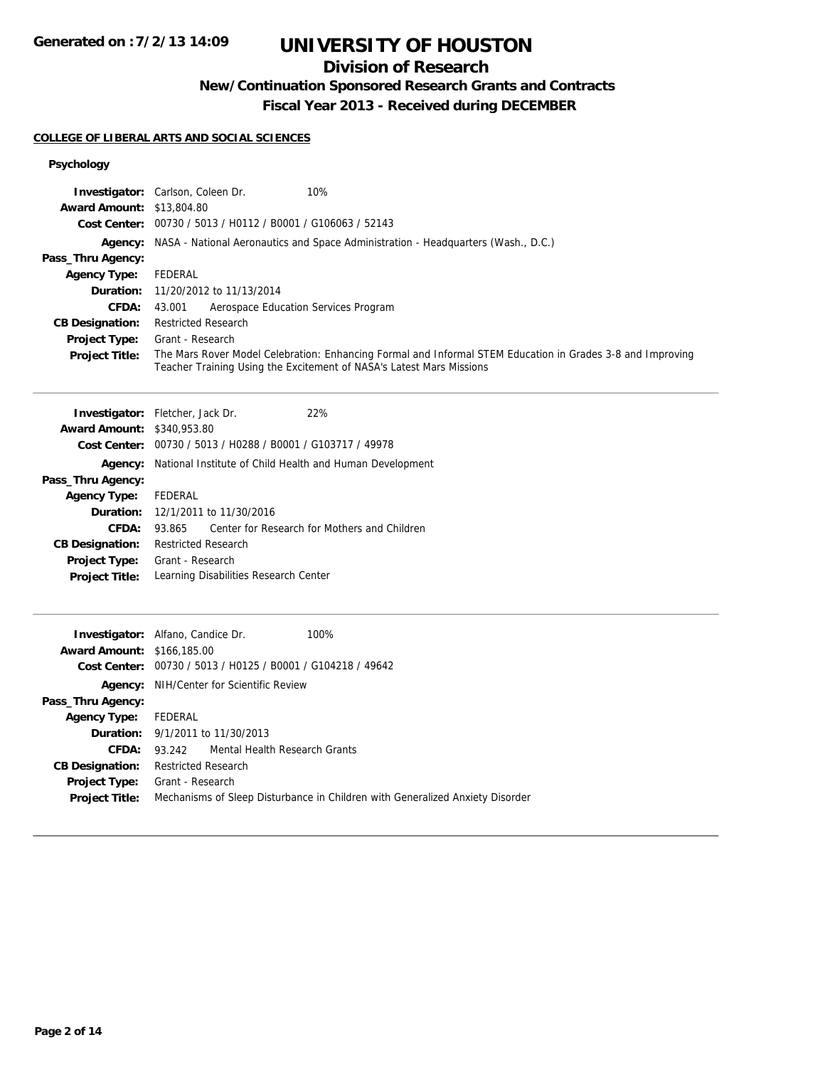# UNIVERSITY OF HOUSTON

## Division of Research

### New/Continuation Sponsored Research Grants and Contracts

### Fiscal Year 2013 - Received during DECEMBER

**COLLEGE OF LIBERAL ARTS AND SOCIAL SCIENCES**

#### Psychology

**Investigator:** Carlson, Coleen Dr. 10%
**Award Amount:** $13,804.80
**Cost Center:** 00730 / 5013 / H0112 / B0001 / G106063 / 52143
**Agency:** NASA - National Aeronautics and Space Administration - Headquarters (Wash., D.C.)
**Pass_Thru Agency:**
**Agency Type:** FEDERAL
**Duration:** 11/20/2012 to 11/13/2014
**CFDA:** 43.001 Aerospace Education Services Program
**CB Designation:** Restricted Research
**Project Type:** Grant - Research
**Project Title:** The Mars Rover Model Celebration: Enhancing Formal and Informal STEM Education in Grades 3-8 and Improving Teacher Training Using the Excitement of NASA's Latest Mars Missions

---

**Investigator:** Fletcher, Jack Dr. 22%
**Award Amount:** $340,953.80
**Cost Center:** 00730 / 5013 / H0288 / B0001 / G103717 / 49978
**Agency:** National Institute of Child Health and Human Development
**Pass_Thru Agency:**
**Agency Type:** FEDERAL
**Duration:** 12/1/2011 to 11/30/2016
**CFDA:** 93.865 Center for Research for Mothers and Children
**CB Designation:** Restricted Research
**Project Type:** Grant - Research
**Project Title:** Learning Disabilities Research Center

---

**Investigator:** Alfano, Candice Dr. 100%
**Award Amount:** $166,185.00
**Cost Center:** 00730 / 5013 / H0125 / B0001 / G104218 / 49642
**Agency:** NIH/Center for Scientific Review
**Pass_Thru Agency:**
**Agency Type:** FEDERAL
**Duration:** 9/1/2011 to 11/30/2013
**CFDA:** 93.242 Mental Health Research Grants
**CB Designation:** Restricted Research
**Project Type:** Grant - Research
**Project Title:** Mechanisms of Sleep Disturbance in Children with Generalized Anxiety Disorder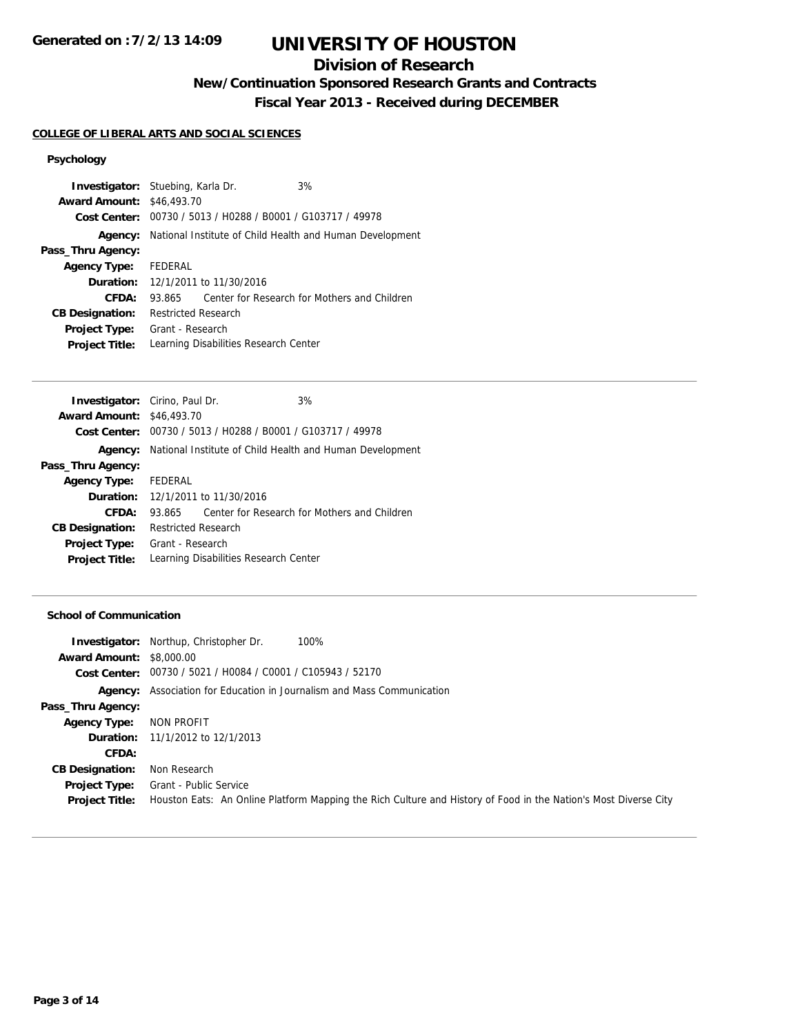# UNIVERSITY OF HOUSTON

## Division of Research

### New/Continuation Sponsored Research Grants and Contracts

### Fiscal Year 2013 - Received during DECEMBER

**COLLEGE OF LIBERAL ARTS AND SOCIAL SCIENCES**

#### Psychology

**Investigator:** Stuebing, Karla Dr. 3%
**Award Amount:** $46,493.70
**Cost Center:** 00730 / 5013 / H0288 / B0001 / G103717 / 49978
**Agency:** National Institute of Child Health and Human Development
**Pass_Thru Agency:**
**Agency Type:** FEDERAL
**Duration:** 12/1/2011 to 11/30/2016
**CFDA:** 93.865 Center for Research for Mothers and Children
**CB Designation:** Restricted Research
**Project Type:** Grant - Research
**Project Title:** Learning Disabilities Research Center

---

**Investigator:** Cirino, Paul Dr. 3%
**Award Amount:** $46,493.70
**Cost Center:** 00730 / 5013 / H0288 / B0001 / G103717 / 49978
**Agency:** National Institute of Child Health and Human Development
**Pass_Thru Agency:**
**Agency Type:** FEDERAL
**Duration:** 12/1/2011 to 11/30/2016
**CFDA:** 93.865 Center for Research for Mothers and Children
**CB Designation:** Restricted Research
**Project Type:** Grant - Research
**Project Title:** Learning Disabilities Research Center

---

#### School of Communication

**Investigator:** Northup, Christopher Dr. 100%
**Award Amount:** $8,000.00
**Cost Center:** 00730 / 5021 / H0084 / C0001 / C105943 / 52170
**Agency:** Association for Education in Journalism and Mass Communication
**Pass_Thru Agency:**
**Agency Type:** NON PROFIT
**Duration:** 11/1/2012 to 12/1/2013
**CFDA:**
**CB Designation:** Non Research
**Project Type:** Grant - Public Service
**Project Title:** Houston Eats: An Online Platform Mapping the Rich Culture and History of Food in the Nation's Most Diverse City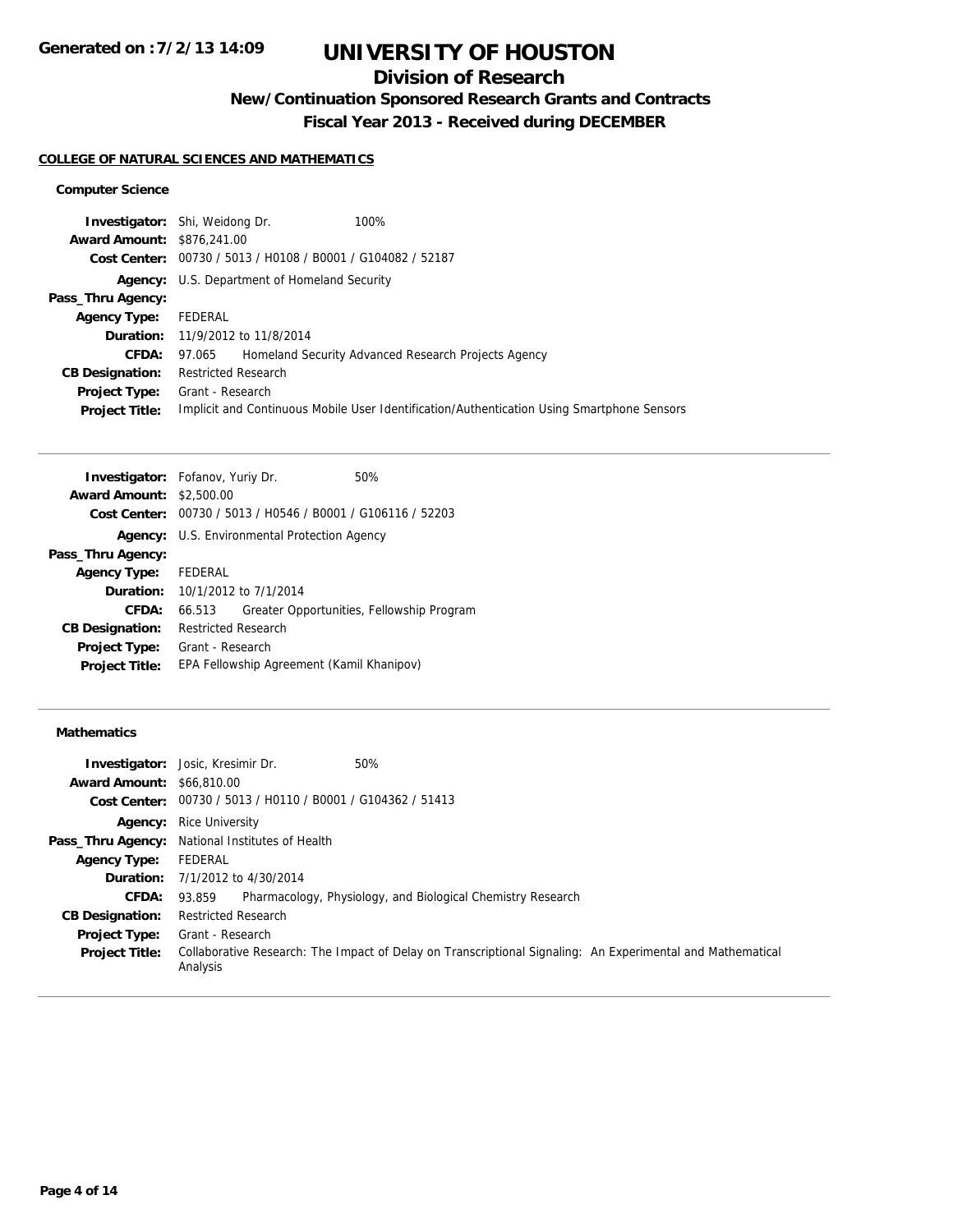# UNIVERSITY OF HOUSTON

## Division of Research

### New/Continuation Sponsored Research Grants and Contracts

### Fiscal Year 2013 - Received during DECEMBER

**COLLEGE OF NATURAL SCIENCES AND MATHEMATICS**

**Computer Science**

**Investigator:** Shi, Weidong Dr. 100%
**Award Amount:** $876,241.00
**Cost Center:** 00730 / 5013 / H0108 / B0001 / G104082 / 52187
**Agency:** U.S. Department of Homeland Security
**Pass_Thru Agency:**
**Agency Type:** FEDERAL
**Duration:** 11/9/2012 to 11/8/2014
**CFDA:** 97.065 Homeland Security Advanced Research Projects Agency
**CB Designation:** Restricted Research
**Project Type:** Grant - Research
**Project Title:** Implicit and Continuous Mobile User Identification/Authentication Using Smartphone Sensors

---

**Investigator:** Fofanov, Yuriy Dr. 50%
**Award Amount:** $2,500.00
**Cost Center:** 00730 / 5013 / H0546 / B0001 / G106116 / 52203
**Agency:** U.S. Environmental Protection Agency
**Pass_Thru Agency:**
**Agency Type:** FEDERAL
**Duration:** 10/1/2012 to 7/1/2014
**CFDA:** 66.513 Greater Opportunities, Fellowship Program
**CB Designation:** Restricted Research
**Project Type:** Grant - Research
**Project Title:** EPA Fellowship Agreement (Kamil Khanipov)

---

**Mathematics**

**Investigator:** Josic, Kresimir Dr. 50%
**Award Amount:** $66,810.00
**Cost Center:** 00730 / 5013 / H0110 / B0001 / G104362 / 51413
**Agency:** Rice University
**Pass_Thru Agency:** National Institutes of Health
**Agency Type:** FEDERAL
**Duration:** 7/1/2012 to 4/30/2014
**CFDA:** 93.859 Pharmacology, Physiology, and Biological Chemistry Research
**CB Designation:** Restricted Research
**Project Type:** Grant - Research
**Project Title:** Collaborative Research: The Impact of Delay on Transcriptional Signaling: An Experimental and Mathematical Analysis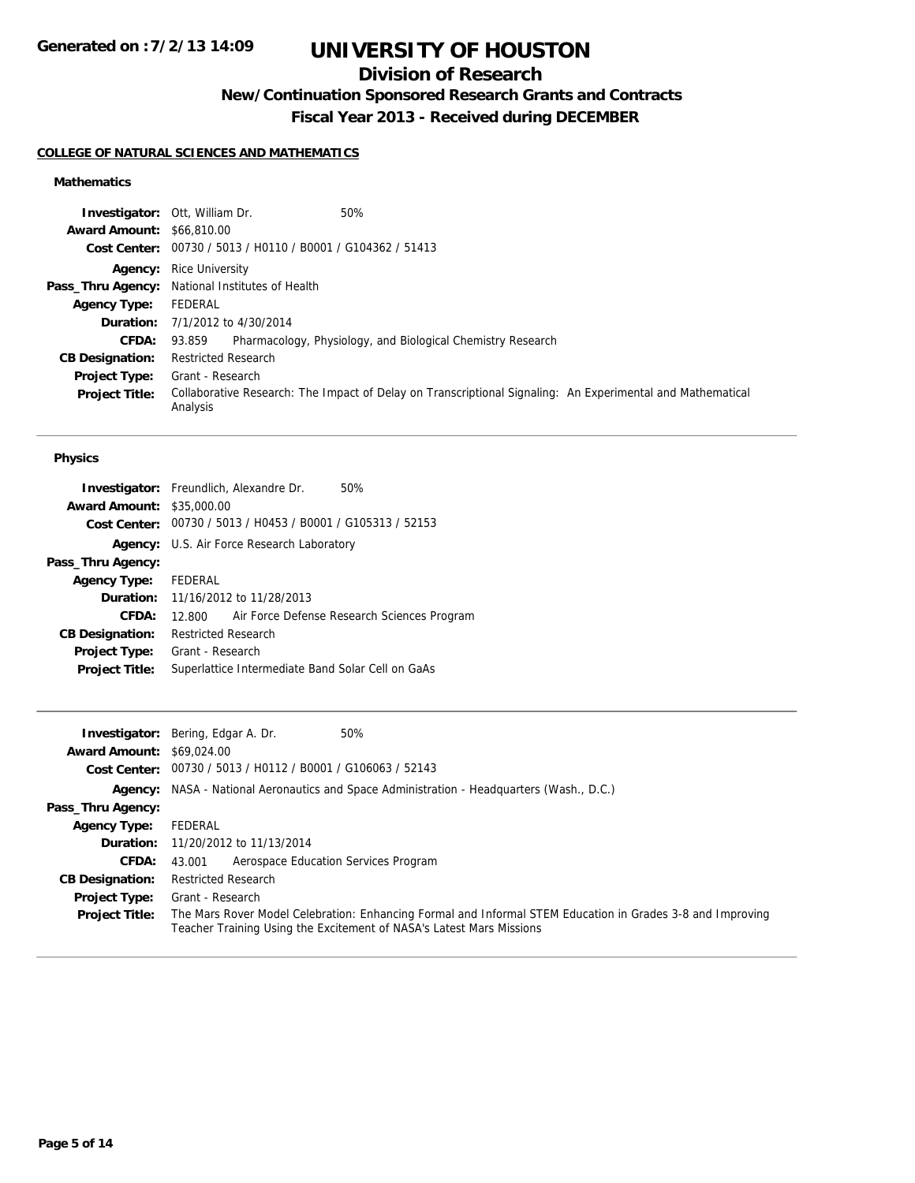# UNIVERSITY OF HOUSTON

## Division of Research

### New/Continuation Sponsored Research Grants and Contracts

### Fiscal Year 2013 - Received during DECEMBER

Generated on :7/2/13 14:09

**COLLEGE OF NATURAL SCIENCES AND MATHEMATICS**

#### Mathematics

**Investigator:** Ott, William Dr. 50%
**Award Amount:** $66,810.00
**Cost Center:** 00730 / 5013 / H0110 / B0001 / G104362 / 51413
**Agency:** Rice University
**Pass_Thru Agency:** National Institutes of Health
**Agency Type:** FEDERAL
**Duration:** 7/1/2012 to 4/30/2014
**CFDA:** 93.859 Pharmacology, Physiology, and Biological Chemistry Research
**CB Designation:** Restricted Research
**Project Type:** Grant - Research
**Project Title:** Collaborative Research: The Impact of Delay on Transcriptional Signaling: An Experimental and Mathematical Analysis

---

#### Physics

**Investigator:** Freundlich, Alexandre Dr. 50%
**Award Amount:** $35,000.00
**Cost Center:** 00730 / 5013 / H0453 / B0001 / G105313 / 52153
**Agency:** U.S. Air Force Research Laboratory
**Pass_Thru Agency:**
**Agency Type:** FEDERAL
**Duration:** 11/16/2012 to 11/28/2013
**CFDA:** 12.800 Air Force Defense Research Sciences Program
**CB Designation:** Restricted Research
**Project Type:** Grant - Research
**Project Title:** Superlattice Intermediate Band Solar Cell on GaAs

---

**Investigator:** Bering, Edgar A. Dr. 50%
**Award Amount:** $69,024.00
**Cost Center:** 00730 / 5013 / H0112 / B0001 / G106063 / 52143
**Agency:** NASA - National Aeronautics and Space Administration - Headquarters (Wash., D.C.)
**Pass_Thru Agency:**
**Agency Type:** FEDERAL
**Duration:** 11/20/2012 to 11/13/2014
**CFDA:** 43.001 Aerospace Education Services Program
**CB Designation:** Restricted Research
**Project Type:** Grant - Research
**Project Title:** The Mars Rover Model Celebration: Enhancing Formal and Informal STEM Education in Grades 3-8 and Improving Teacher Training Using the Excitement of NASA's Latest Mars Missions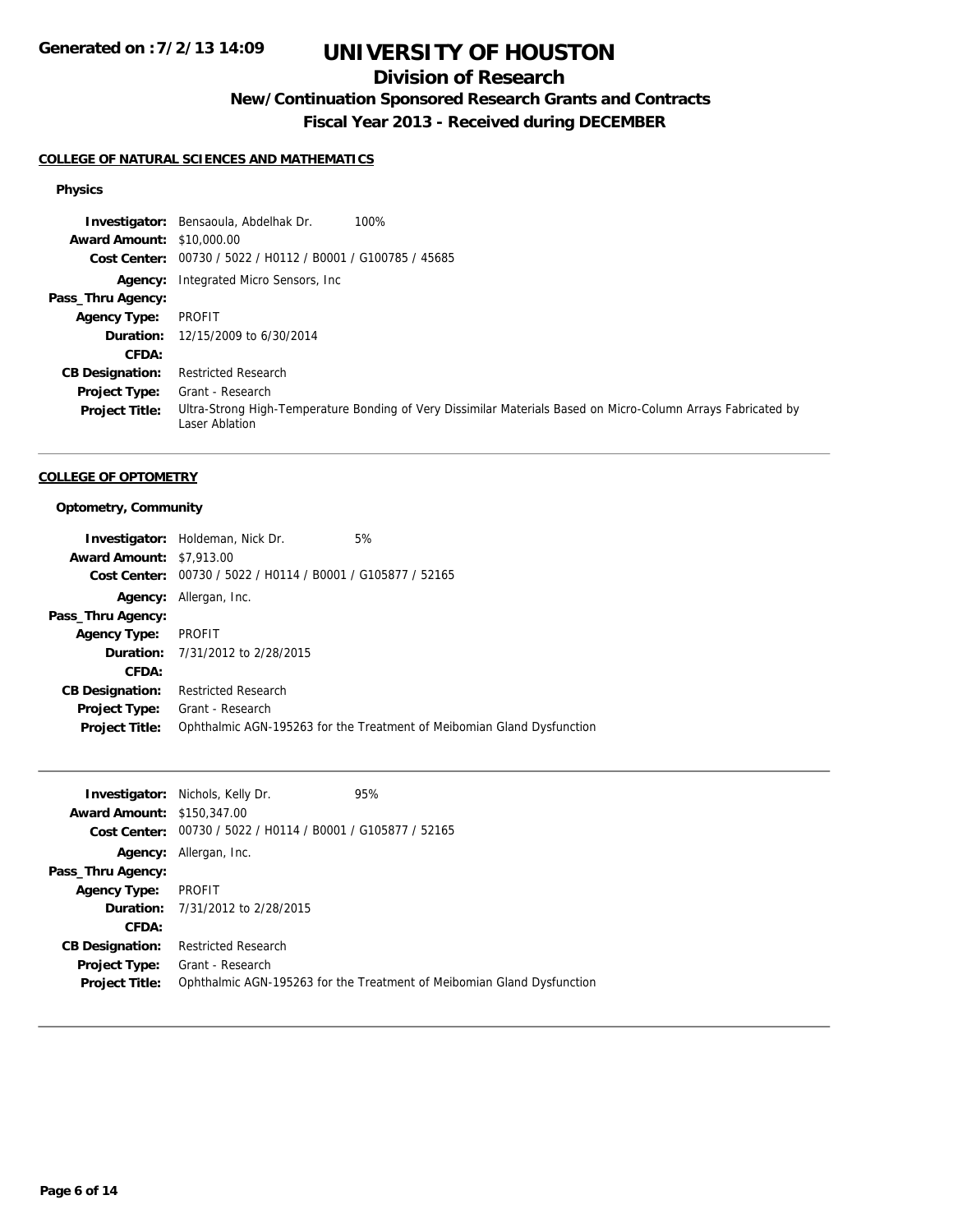# UNIVERSITY OF HOUSTON

## Division of Research

### New/Continuation Sponsored Research Grants and Contracts

### Fiscal Year 2013 - Received during DECEMBER

Generated on : 7/2/13 14:09

**COLLEGE OF NATURAL SCIENCES AND MATHEMATICS**

**Physics**

**Investigator:** Bensaoula, Abdelhak Dr. 100%
**Award Amount:** $10,000.00
**Cost Center:** 00730 / 5022 / H0112 / B0001 / G100785 / 45685
**Agency:** Integrated Micro Sensors, Inc
**Pass_Thru Agency:**
**Agency Type:** PROFIT
**Duration:** 12/15/2009 to 6/30/2014
**CFDA:**
**CB Designation:** Restricted Research
**Project Type:** Grant - Research
**Project Title:** Ultra-Strong High-Temperature Bonding of Very Dissimilar Materials Based on Micro-Column Arrays Fabricated by Laser Ablation

---

**COLLEGE OF OPTOMETRY**

**Optometry, Community**

**Investigator:** Holdeman, Nick Dr. 5%
**Award Amount:** $7,913.00
**Cost Center:** 00730 / 5022 / H0114 / B0001 / G105877 / 52165
**Agency:** Allergan, Inc.
**Pass_Thru Agency:**
**Agency Type:** PROFIT
**Duration:** 7/31/2012 to 2/28/2015
**CFDA:**
**CB Designation:** Restricted Research
**Project Type:** Grant - Research
**Project Title:** Ophthalmic AGN-195263 for the Treatment of Meibomian Gland Dysfunction

---

**Investigator:** Nichols, Kelly Dr. 95%
**Award Amount:** $150,347.00
**Cost Center:** 00730 / 5022 / H0114 / B0001 / G105877 / 52165
**Agency:** Allergan, Inc.
**Pass_Thru Agency:**
**Agency Type:** PROFIT
**Duration:** 7/31/2012 to 2/28/2015
**CFDA:**
**CB Designation:** Restricted Research
**Project Type:** Grant - Research
**Project Title:** Ophthalmic AGN-195263 for the Treatment of Meibomian Gland Dysfunction

---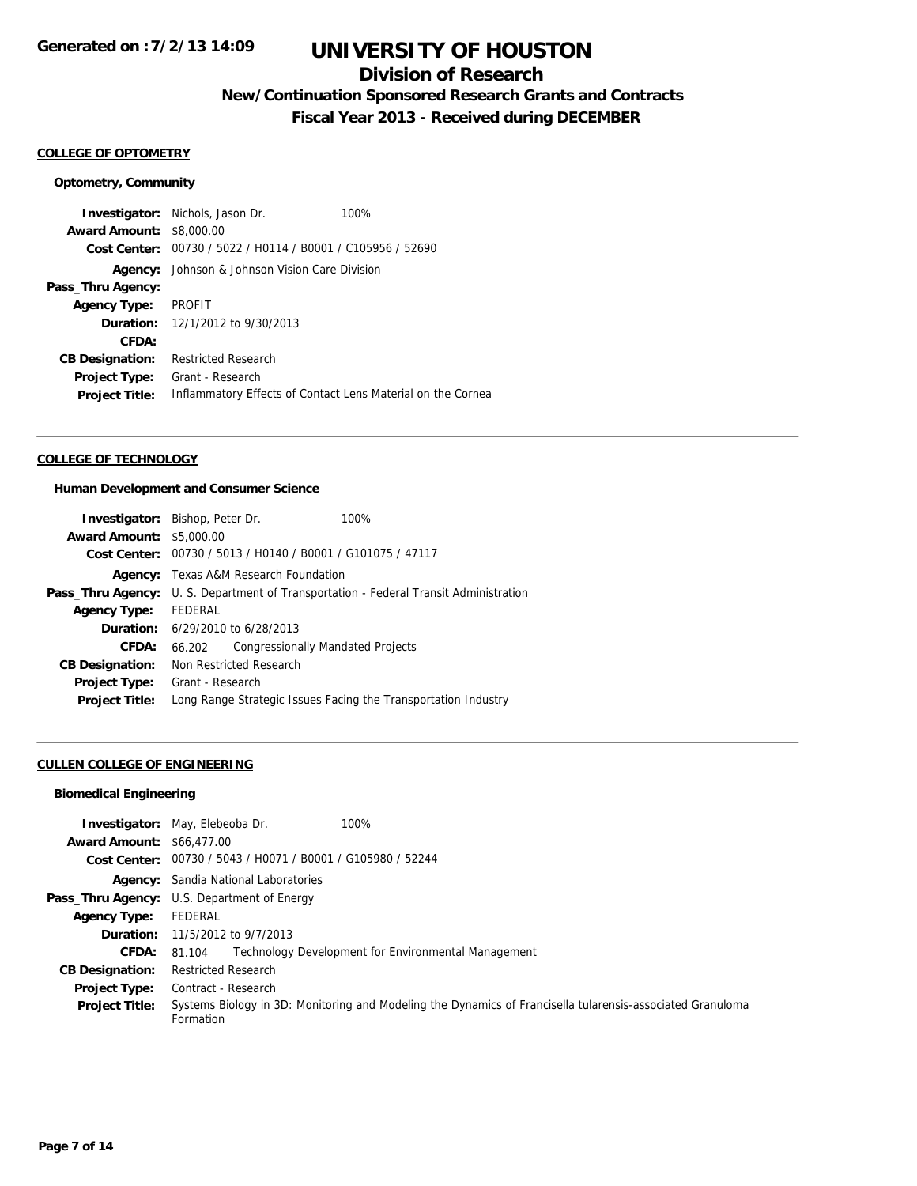# UNIVERSITY OF HOUSTON

## Division of Research

### New/Continuation Sponsored Research Grants and Contracts

### Fiscal Year 2013 - Received during DECEMBER

Generated on : 7/2/13 14:09

#### COLLEGE OF OPTOMETRY

**Optometry, Community**

**Investigator:** Nichols, Jason Dr. 100%
**Award Amount:** $8,000.00
**Cost Center:** 00730 / 5022 / H0114 / B0001 / C105956 / 52690
**Agency:** Johnson & Johnson Vision Care Division
**Pass_Thru Agency:**
**Agency Type:** PROFIT
**Duration:** 12/1/2012 to 9/30/2013
**CFDA:**
**CB Designation:** Restricted Research
**Project Type:** Grant - Research
**Project Title:** Inflammatory Effects of Contact Lens Material on the Cornea

---

#### COLLEGE OF TECHNOLOGY

**Human Development and Consumer Science**

**Investigator:** Bishop, Peter Dr. 100%
**Award Amount:** $5,000.00
**Cost Center:** 00730 / 5013 / H0140 / B0001 / G101075 / 47117
**Agency:** Texas A&M Research Foundation
**Pass_Thru Agency:** U. S. Department of Transportation - Federal Transit Administration
**Agency Type:** FEDERAL
**Duration:** 6/29/2010 to 6/28/2013
**CFDA:** 66.202 Congressionally Mandated Projects
**CB Designation:** Non Restricted Research
**Project Type:** Grant - Research
**Project Title:** Long Range Strategic Issues Facing the Transportation Industry

---

#### CULLEN COLLEGE OF ENGINEERING

**Biomedical Engineering**

**Investigator:** May, Elebeoba Dr. 100%
**Award Amount:** $66,477.00
**Cost Center:** 00730 / 5043 / H0071 / B0001 / G105980 / 52244
**Agency:** Sandia National Laboratories
**Pass_Thru Agency:** U.S. Department of Energy
**Agency Type:** FEDERAL
**Duration:** 11/5/2012 to 9/7/2013
**CFDA:** 81.104 Technology Development for Environmental Management
**CB Designation:** Restricted Research
**Project Type:** Contract - Research
**Project Title:** Systems Biology in 3D: Monitoring and Modeling the Dynamics of Francisella tularensis-associated Granuloma Formation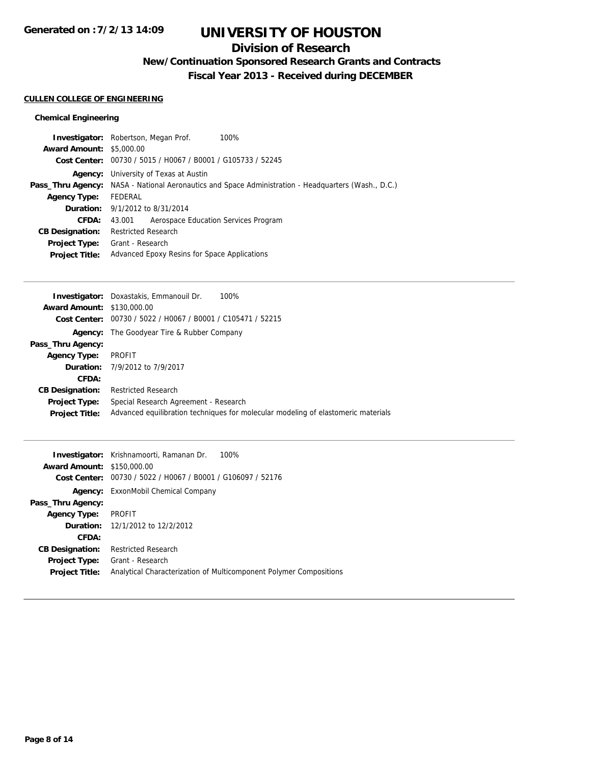# UNIVERSITY OF HOUSTON

## Division of Research

### New/Continuation Sponsored Research Grants and Contracts

### Fiscal Year 2013 - Received during DECEMBER

**CULLEN COLLEGE OF ENGINEERING**

#### Chemical Engineering

| | |
|---|---|
| **Investigator:** | Robertson, Megan Prof. 100% |
| **Award Amount:** | $5,000.00 |
| **Cost Center:** | 00730 / 5015 / H0067 / B0001 / G105733 / 52245 |
| **Agency:** | University of Texas at Austin |
| **Pass_Thru Agency:** | NASA - National Aeronautics and Space Administration - Headquarters (Wash., D.C.) |
| **Agency Type:** | FEDERAL |
| **Duration:** | 9/1/2012 to 8/31/2014 |
| **CFDA:** | 43.001 Aerospace Education Services Program |
| **CB Designation:** | Restricted Research |
| **Project Type:** | Grant - Research |
| **Project Title:** | Advanced Epoxy Resins for Space Applications |

---

| | |
|---|---|
| **Investigator:** | Doxastakis, Emmanouil Dr. 100% |
| **Award Amount:** | $130,000.00 |
| **Cost Center:** | 00730 / 5022 / H0067 / B0001 / C105471 / 52215 |
| **Agency:** | The Goodyear Tire & Rubber Company |
| **Pass_Thru Agency:** | |
| **Agency Type:** | PROFIT |
| **Duration:** | 7/9/2012 to 7/9/2017 |
| **CFDA:** | |
| **CB Designation:** | Restricted Research |
| **Project Type:** | Special Research Agreement - Research |
| **Project Title:** | Advanced equilibration techniques for molecular modeling of elastomeric materials |

---

| | |
|---|---|
| **Investigator:** | Krishnamoorti, Ramanan Dr. 100% |
| **Award Amount:** | $150,000.00 |
| **Cost Center:** | 00730 / 5022 / H0067 / B0001 / G106097 / 52176 |
| **Agency:** | ExxonMobil Chemical Company |
| **Pass_Thru Agency:** | |
| **Agency Type:** | PROFIT |
| **Duration:** | 12/1/2012 to 12/2/2012 |
| **CFDA:** | |
| **CB Designation:** | Restricted Research |
| **Project Type:** | Grant - Research |
| **Project Title:** | Analytical Characterization of Multicomponent Polymer Compositions |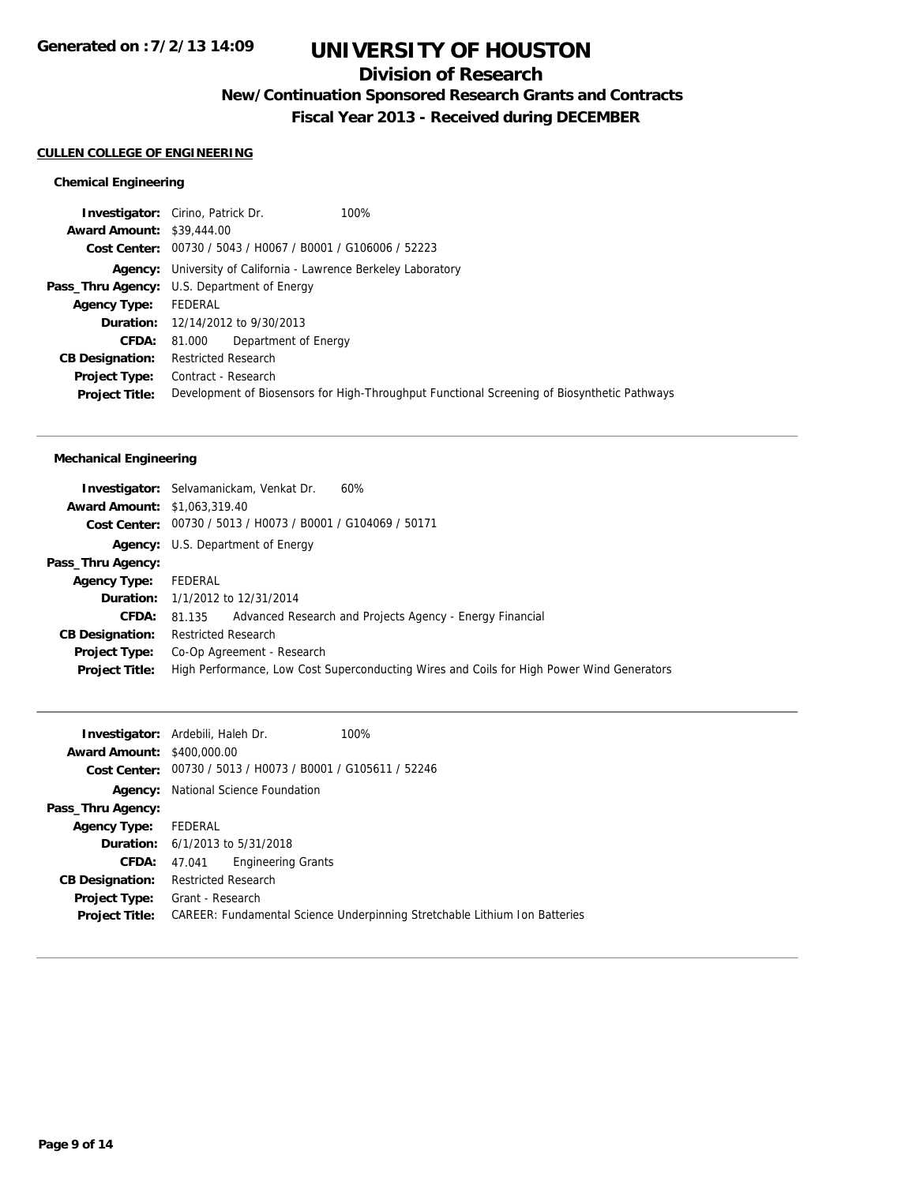# UNIVERSITY OF HOUSTON

## Division of Research

### New/Continuation Sponsored Research Grants and Contracts

### Fiscal Year 2013 - Received during DECEMBER

**CULLEN COLLEGE OF ENGINEERING**

#### Chemical Engineering

**Investigator:** Cirino, Patrick Dr. 100%
**Award Amount:** $39,444.00
**Cost Center:** 00730 / 5043 / H0067 / B0001 / G106006 / 52223
**Agency:** University of California - Lawrence Berkeley Laboratory
**Pass_Thru Agency:** U.S. Department of Energy
**Agency Type:** FEDERAL
**Duration:** 12/14/2012 to 9/30/2013
**CFDA:** 81.000 Department of Energy
**CB Designation:** Restricted Research
**Project Type:** Contract - Research
**Project Title:** Development of Biosensors for High-Throughput Functional Screening of Biosynthetic Pathways

---

#### Mechanical Engineering

**Investigator:** Selvamanickam, Venkat Dr. 60%
**Award Amount:** $1,063,319.40
**Cost Center:** 00730 / 5013 / H0073 / B0001 / G104069 / 50171
**Agency:** U.S. Department of Energy
**Pass_Thru Agency:**
**Agency Type:** FEDERAL
**Duration:** 1/1/2012 to 12/31/2014
**CFDA:** 81.135 Advanced Research and Projects Agency - Energy Financial
**CB Designation:** Restricted Research
**Project Type:** Co-Op Agreement - Research
**Project Title:** High Performance, Low Cost Superconducting Wires and Coils for High Power Wind Generators

---

**Investigator:** Ardebili, Haleh Dr. 100%
**Award Amount:** $400,000.00
**Cost Center:** 00730 / 5013 / H0073 / B0001 / G105611 / 52246
**Agency:** National Science Foundation
**Pass_Thru Agency:**
**Agency Type:** FEDERAL
**Duration:** 6/1/2013 to 5/31/2018
**CFDA:** 47.041 Engineering Grants
**CB Designation:** Restricted Research
**Project Type:** Grant - Research
**Project Title:** CAREER: Fundamental Science Underpinning Stretchable Lithium Ion Batteries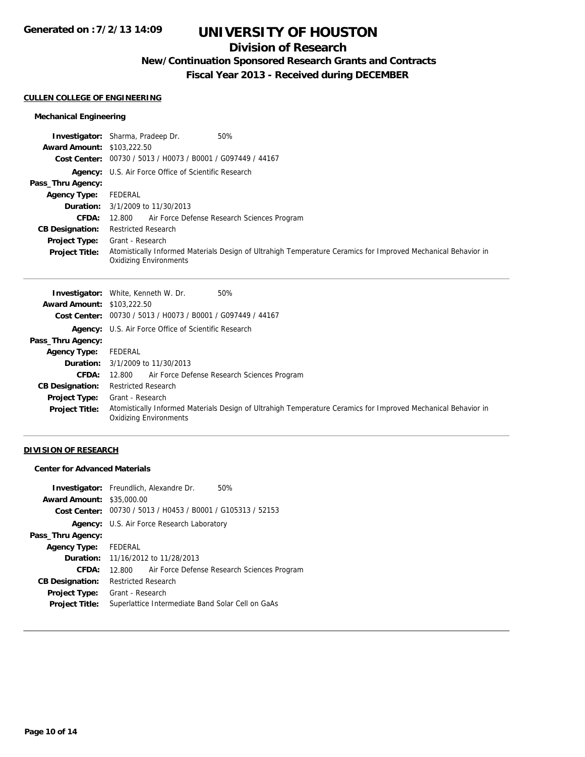# UNIVERSITY OF HOUSTON

## Division of Research

### New/Continuation Sponsored Research Grants and Contracts

### Fiscal Year 2013 - Received during DECEMBER

**CULLEN COLLEGE OF ENGINEERING**

**Mechanical Engineering**

**Investigator:** Sharma, Pradeep Dr. 50%
**Award Amount:** $103,222.50
**Cost Center:** 00730 / 5013 / H0073 / B0001 / G097449 / 44167
**Agency:** U.S. Air Force Office of Scientific Research
**Pass_Thru Agency:**
**Agency Type:** FEDERAL
**Duration:** 3/1/2009 to 11/30/2013
**CFDA:** 12.800 Air Force Defense Research Sciences Program
**CB Designation:** Restricted Research
**Project Type:** Grant - Research
**Project Title:** Atomistically Informed Materials Design of Ultrahigh Temperature Ceramics for Improved Mechanical Behavior in Oxidizing Environments

---

**Investigator:** White, Kenneth W. Dr. 50%
**Award Amount:** $103,222.50
**Cost Center:** 00730 / 5013 / H0073 / B0001 / G097449 / 44167
**Agency:** U.S. Air Force Office of Scientific Research
**Pass_Thru Agency:**
**Agency Type:** FEDERAL
**Duration:** 3/1/2009 to 11/30/2013
**CFDA:** 12.800 Air Force Defense Research Sciences Program
**CB Designation:** Restricted Research
**Project Type:** Grant - Research
**Project Title:** Atomistically Informed Materials Design of Ultrahigh Temperature Ceramics for Improved Mechanical Behavior in Oxidizing Environments

---

**DIVISION OF RESEARCH**

**Center for Advanced Materials**

**Investigator:** Freundlich, Alexandre Dr. 50%
**Award Amount:** $35,000.00
**Cost Center:** 00730 / 5013 / H0453 / B0001 / G105313 / 52153
**Agency:** U.S. Air Force Research Laboratory
**Pass_Thru Agency:**
**Agency Type:** FEDERAL
**Duration:** 11/16/2012 to 11/28/2013
**CFDA:** 12.800 Air Force Defense Research Sciences Program
**CB Designation:** Restricted Research
**Project Type:** Grant - Research
**Project Title:** Superlattice Intermediate Band Solar Cell on GaAs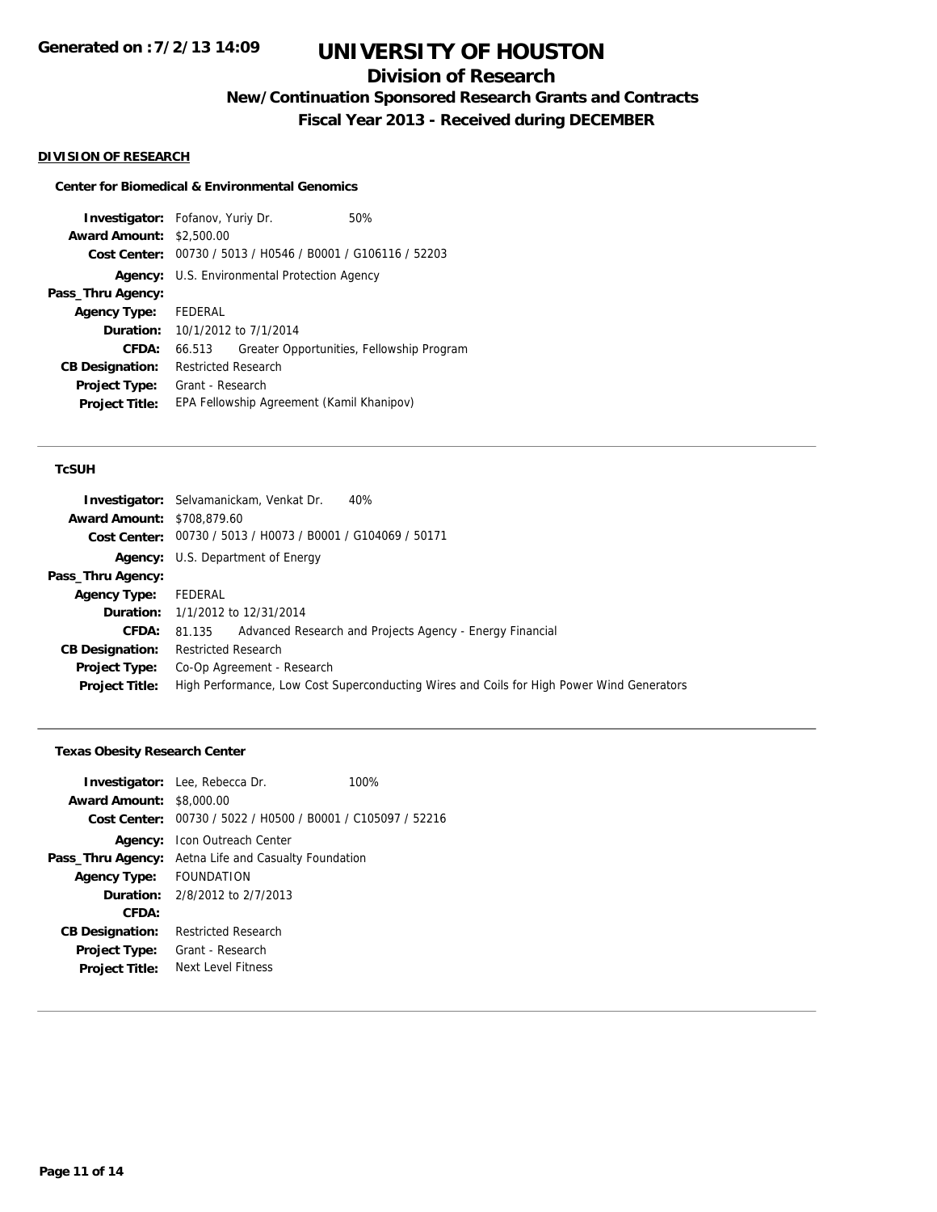# UNIVERSITY OF HOUSTON

## Division of Research

### New/Continuation Sponsored Research Grants and Contracts

### Fiscal Year 2013 - Received during DECEMBER

**DIVISION OF RESEARCH**

**Center for Biomedical & Environmental Genomics**

**Investigator:** Fofanov, Yuriy Dr. 50%
**Award Amount:** $2,500.00
**Cost Center:** 00730 / 5013 / H0546 / B0001 / G106116 / 52203
**Agency:** U.S. Environmental Protection Agency
**Pass_Thru Agency:**
**Agency Type:** FEDERAL
**Duration:** 10/1/2012 to 7/1/2014
**CFDA:** 66.513 Greater Opportunities, Fellowship Program
**CB Designation:** Restricted Research
**Project Type:** Grant - Research
**Project Title:** EPA Fellowship Agreement (Kamil Khanipov)

---

**TcSUH**

**Investigator:** Selvamanickam, Venkat Dr. 40%
**Award Amount:** $708,879.60
**Cost Center:** 00730 / 5013 / H0073 / B0001 / G104069 / 50171
**Agency:** U.S. Department of Energy
**Pass_Thru Agency:**
**Agency Type:** FEDERAL
**Duration:** 1/1/2012 to 12/31/2014
**CFDA:** 81.135 Advanced Research and Projects Agency - Energy Financial
**CB Designation:** Restricted Research
**Project Type:** Co-Op Agreement - Research
**Project Title:** High Performance, Low Cost Superconducting Wires and Coils for High Power Wind Generators

---

**Texas Obesity Research Center**

**Investigator:** Lee, Rebecca Dr. 100%
**Award Amount:** $8,000.00
**Cost Center:** 00730 / 5022 / H0500 / B0001 / C105097 / 52216
**Agency:** Icon Outreach Center
**Pass_Thru Agency:** Aetna Life and Casualty Foundation
**Agency Type:** FOUNDATION
**Duration:** 2/8/2012 to 2/7/2013
**CFDA:**
**CB Designation:** Restricted Research
**Project Type:** Grant - Research
**Project Title:** Next Level Fitness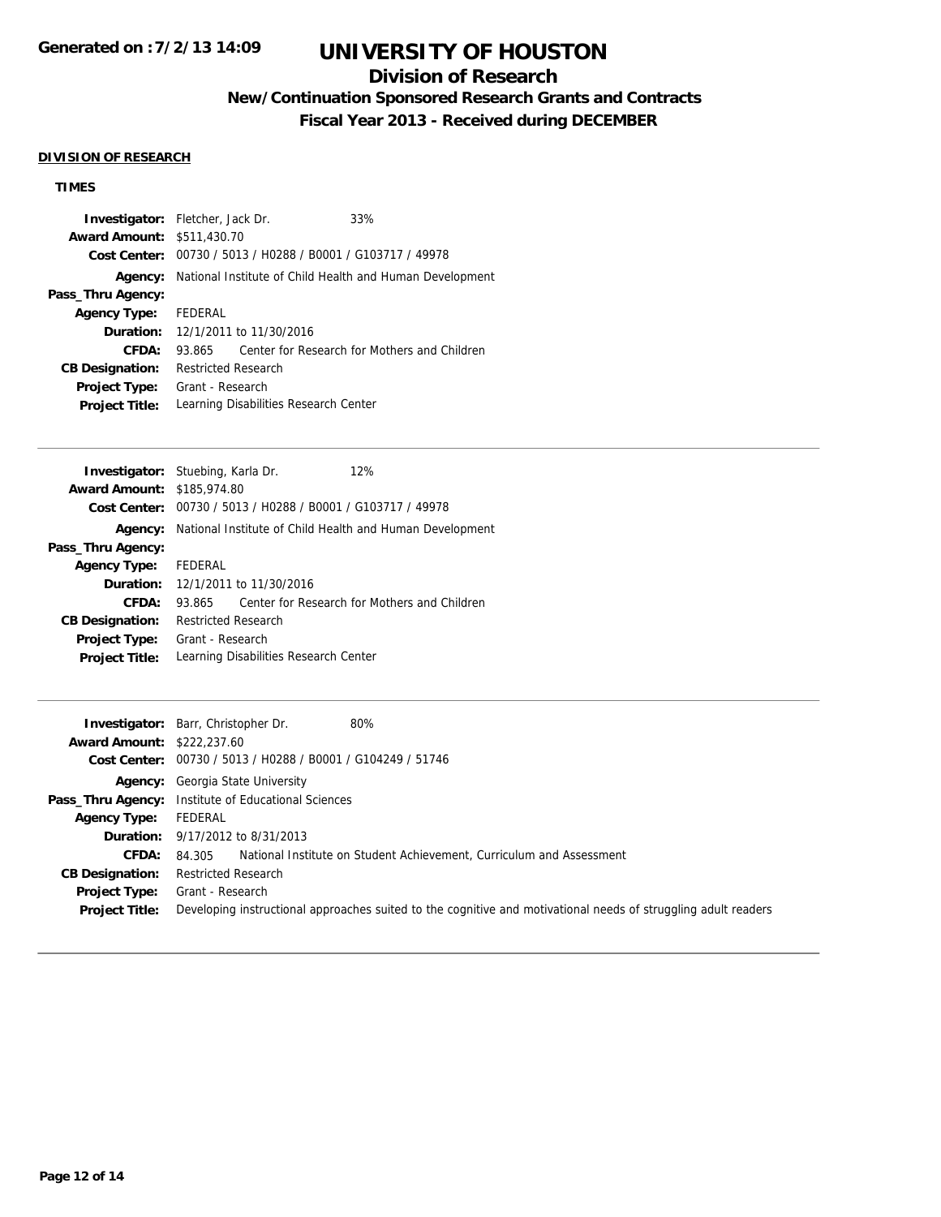**Generated on :7/2/13 14:09**

# UNIVERSITY OF HOUSTON

## Division of Research

### New/Continuation Sponsored Research Grants and Contracts

### Fiscal Year 2013 - Received during DECEMBER

**DIVISION OF RESEARCH**

**TIMES**

**Investigator:** Fletcher, Jack Dr. 33%
**Award Amount:** $511,430.70
**Cost Center:** 00730 / 5013 / H0288 / B0001 / G103717 / 49978
**Agency:** National Institute of Child Health and Human Development
**Pass_Thru Agency:**
**Agency Type:** FEDERAL
**Duration:** 12/1/2011 to 11/30/2016
**CFDA:** 93.865 Center for Research for Mothers and Children
**CB Designation:** Restricted Research
**Project Type:** Grant - Research
**Project Title:** Learning Disabilities Research Center

---

**Investigator:** Stuebing, Karla Dr. 12%
**Award Amount:** $185,974.80
**Cost Center:** 00730 / 5013 / H0288 / B0001 / G103717 / 49978
**Agency:** National Institute of Child Health and Human Development
**Pass_Thru Agency:**
**Agency Type:** FEDERAL
**Duration:** 12/1/2011 to 11/30/2016
**CFDA:** 93.865 Center for Research for Mothers and Children
**CB Designation:** Restricted Research
**Project Type:** Grant - Research
**Project Title:** Learning Disabilities Research Center

---

**Investigator:** Barr, Christopher Dr. 80%
**Award Amount:** $222,237.60
**Cost Center:** 00730 / 5013 / H0288 / B0001 / G104249 / 51746
**Agency:** Georgia State University
**Pass_Thru Agency:** Institute of Educational Sciences
**Agency Type:** FEDERAL
**Duration:** 9/17/2012 to 8/31/2013
**CFDA:** 84.305 National Institute on Student Achievement, Curriculum and Assessment
**CB Designation:** Restricted Research
**Project Type:** Grant - Research
**Project Title:** Developing instructional approaches suited to the cognitive and motivational needs of struggling adult readers

---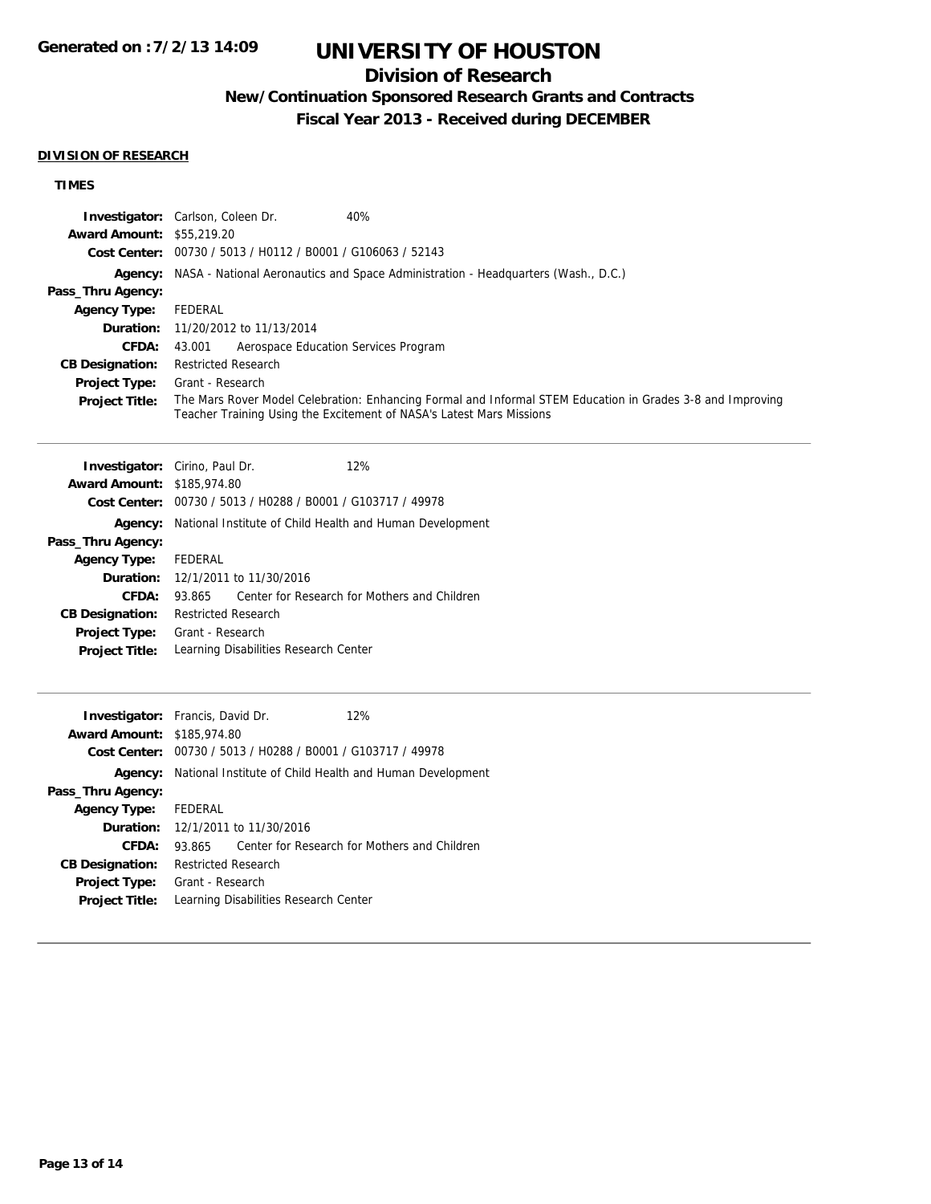# UNIVERSITY OF HOUSTON

## Division of Research

### New/Continuation Sponsored Research Grants and Contracts

### Fiscal Year 2013 - Received during DECEMBER

**DIVISION OF RESEARCH**

**TIMES**

**Investigator:** Carlson, Coleen Dr. 40%
**Award Amount:** $55,219.20
**Cost Center:** 00730 / 5013 / H0112 / B0001 / G106063 / 52143
**Agency:** NASA - National Aeronautics and Space Administration - Headquarters (Wash., D.C.)
**Pass_Thru Agency:**
**Agency Type:** FEDERAL
**Duration:** 11/20/2012 to 11/13/2014
**CFDA:** 43.001 Aerospace Education Services Program
**CB Designation:** Restricted Research
**Project Type:** Grant - Research
**Project Title:** The Mars Rover Model Celebration: Enhancing Formal and Informal STEM Education in Grades 3-8 and Improving Teacher Training Using the Excitement of NASA's Latest Mars Missions

---

**Investigator:** Cirino, Paul Dr. 12%
**Award Amount:** $185,974.80
**Cost Center:** 00730 / 5013 / H0288 / B0001 / G103717 / 49978
**Agency:** National Institute of Child Health and Human Development
**Pass_Thru Agency:**
**Agency Type:** FEDERAL
**Duration:** 12/1/2011 to 11/30/2016
**CFDA:** 93.865 Center for Research for Mothers and Children
**CB Designation:** Restricted Research
**Project Type:** Grant - Research
**Project Title:** Learning Disabilities Research Center

---

**Investigator:** Francis, David Dr. 12%
**Award Amount:** $185,974.80
**Cost Center:** 00730 / 5013 / H0288 / B0001 / G103717 / 49978
**Agency:** National Institute of Child Health and Human Development
**Pass_Thru Agency:**
**Agency Type:** FEDERAL
**Duration:** 12/1/2011 to 11/30/2016
**CFDA:** 93.865 Center for Research for Mothers and Children
**CB Designation:** Restricted Research
**Project Type:** Grant - Research
**Project Title:** Learning Disabilities Research Center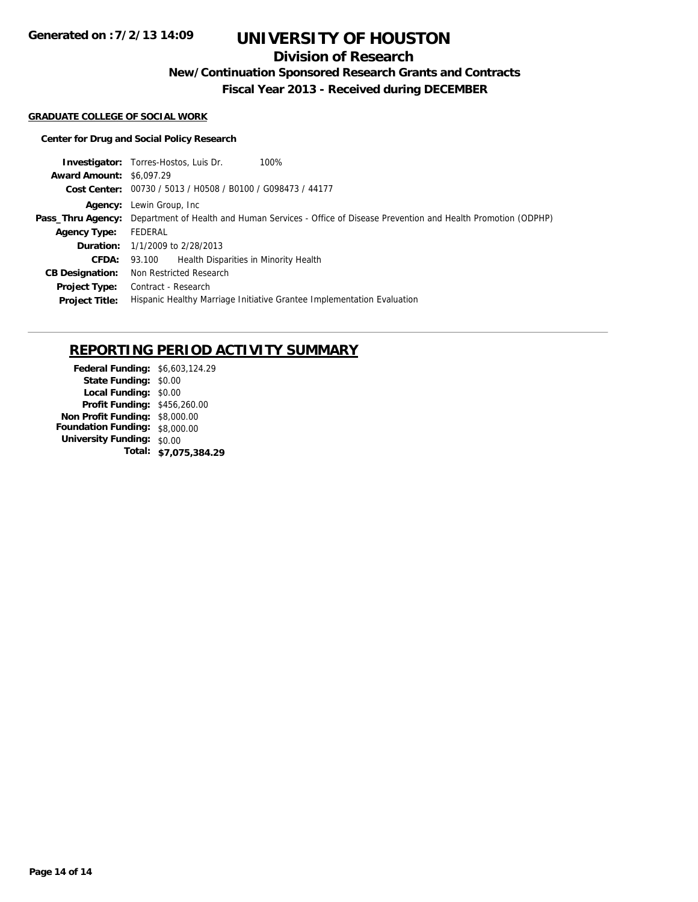**Generated on :7/2/13 14:09**

# UNIVERSITY OF HOUSTON

## Division of Research

### New/Continuation Sponsored Research Grants and Contracts

### Fiscal Year 2013 - Received during DECEMBER

**GRADUATE COLLEGE OF SOCIAL WORK**

**Center for Drug and Social Policy Research**

| | |
|---|---|
| **Investigator:** | Torres-Hostos, Luis Dr. 100% |
| **Award Amount:** | $6,097.29 |
| **Cost Center:** | 00730 / 5013 / H0508 / B0100 / G098473 / 44177 |
| **Agency:** | Lewin Group, Inc |
| **Pass_Thru Agency:** | Department of Health and Human Services - Office of Disease Prevention and Health Promotion (ODPHP) |
| **Agency Type:** | FEDERAL |
| **Duration:** | 1/1/2009 to 2/28/2013 |
| **CFDA:** | 93.100 Health Disparities in Minority Health |
| **CB Designation:** | Non Restricted Research |
| **Project Type:** | Contract - Research |
| **Project Title:** | Hispanic Healthy Marriage Initiative Grantee Implementation Evaluation |

---

## REPORTING PERIOD ACTIVITY SUMMARY

| | |
|---|---|
| **Federal Funding:** | $6,603,124.29 |
| **State Funding:** | $0.00 |
| **Local Funding:** | $0.00 |
| **Profit Funding:** | $456,260.00 |
| **Non Profit Funding:** | $8,000.00 |
| **Foundation Funding:** | $8,000.00 |
| **University Funding:** | $0.00 |
| **Total:** | **$7,075,384.29** |